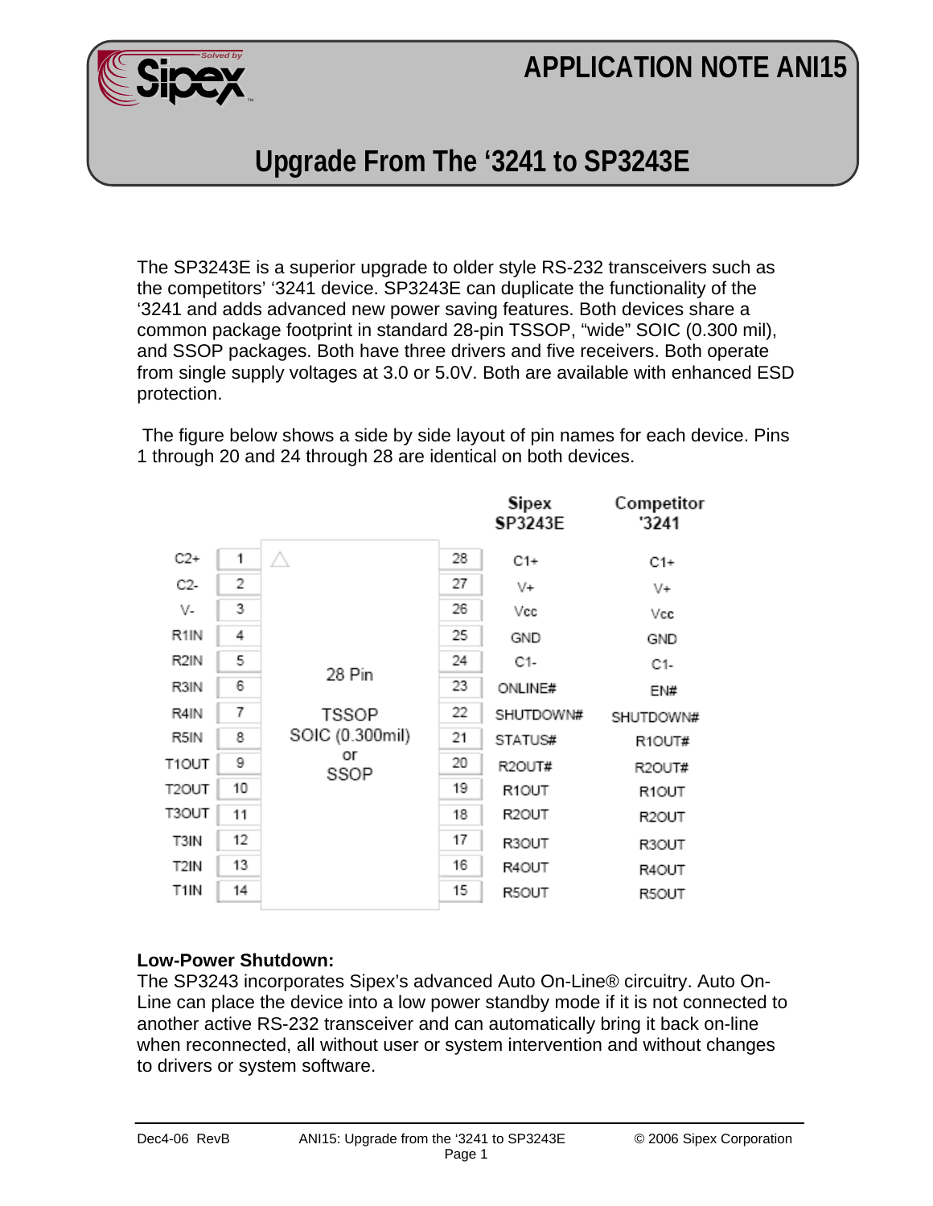# APPLICATION NOTE ANI15

## Upgrade From The '3241 to SP3243E

The SP3243E is a superior upgrade to older style RS-232 transceivers such as the competitors' '3241 device. SP3243E can duplicate the functionality of the '3241 and adds advanced new power saving features. Both devices share a common package footprint in standard 28-pin TSSOP, "wide" SOIC (0.300 mil), and SSOP packages. Both have three drivers and five receivers. Both operate from single supply voltages at 3.0 or 5.0V. Both are available with enhanced ESD protection.

The figure below shows a side by side layout of pin names for each device. Pins 1 through 20 and 24 through 28 are identical on both devices.

28 Pin TSSOP SOIC (0.300mil) or SSOP

| Pin Name | Pin | Pin | Sipex SP3243E | Competitor '3241 |
|---|---|---|---|---|
| C2+ | 1 | 28 | C1+ | C1+ |
| C2- | 2 | 27 | V+ | V+ |
| V- | 3 | 26 | Vcc | Vcc |
| R1IN | 4 | 25 | GND | GND |
| R2IN | 5 | 24 | C1- | C1- |
| R3IN | 6 | 23 | ONLINE# | EN# |
| R4IN | 7 | 22 | SHUTDOWN# | SHUTDOWN# |
| R5IN | 8 | 21 | STATUS# | R1OUT# |
| T1OUT | 9 | 20 | R2OUT# | R2OUT# |
| T2OUT | 10 | 19 | R1OUT | R1OUT |
| T3OUT | 11 | 18 | R2OUT | R2OUT |
| T3IN | 12 | 17 | R3OUT | R3OUT |
| T2IN | 13 | 16 | R4OUT | R4OUT |
| T1IN | 14 | 15 | R5OUT | R5OUT |

**Low-Power Shutdown:**

The SP3243 incorporates Sipex's advanced Auto On-Line® circuitry. Auto On-Line can place the device into a low power standby mode if it is not connected to another active RS-232 transceiver and can automatically bring it back on-line when reconnected, all without user or system intervention and without changes to drivers or system software.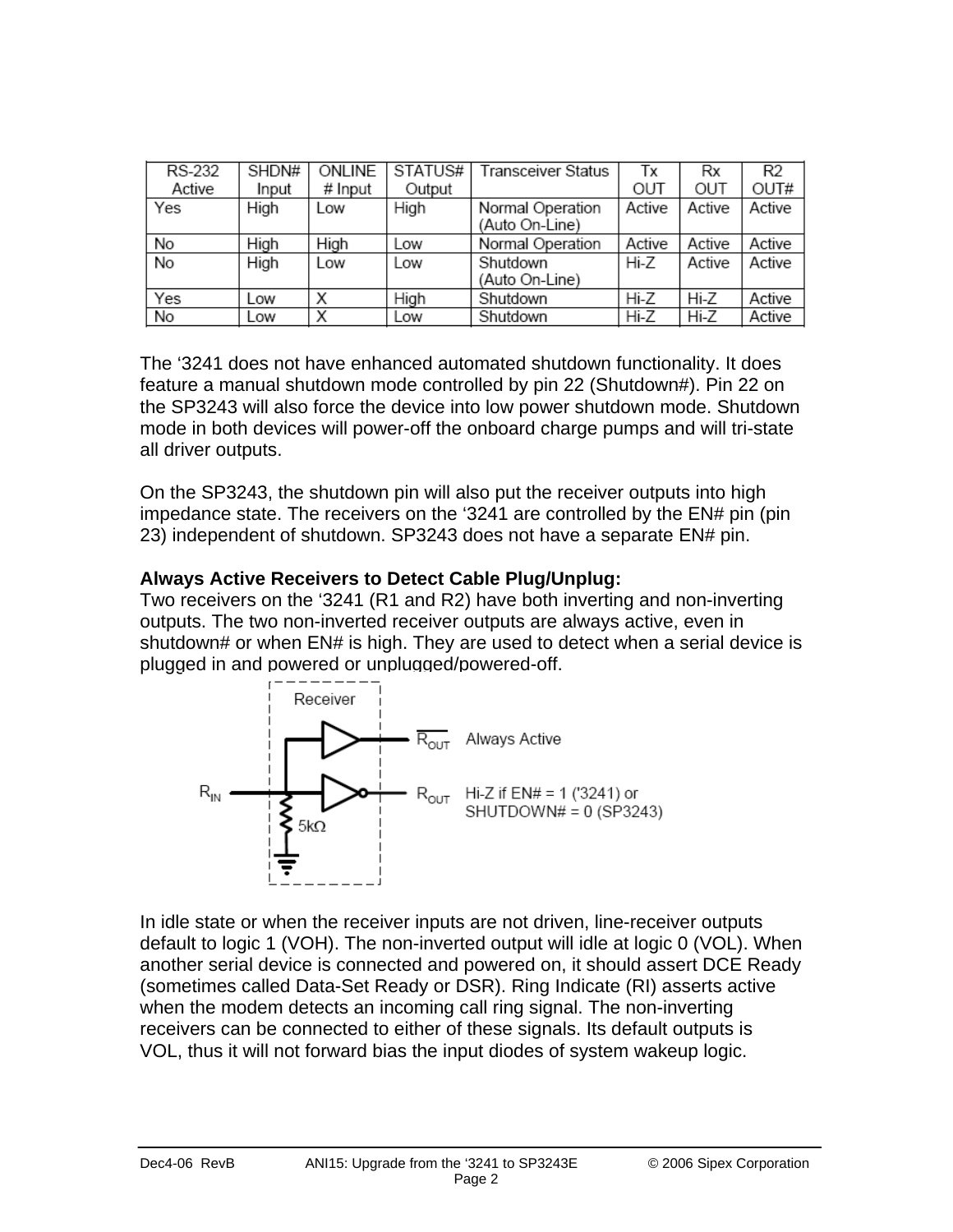| RS-232 Active | SHDN# Input | ONLINE # Input | STATUS# Output | Transceiver Status | Tx OUT | Rx OUT | R2 OUT# |
|---|---|---|---|---|---|---|---|
| Yes | High | Low | High | Normal Operation (Auto On-Line) | Active | Active | Active |
| No | High | High | Low | Normal Operation | Active | Active | Active |
| No | High | Low | Low | Shutdown (Auto On-Line) | Hi-Z | Active | Active |
| Yes | Low | X | High | Shutdown | Hi-Z | Hi-Z | Active |
| No | Low | X | Low | Shutdown | Hi-Z | Hi-Z | Active |

The '3241 does not have enhanced automated shutdown functionality. It does feature a manual shutdown mode controlled by pin 22 (Shutdown#). Pin 22 on the SP3243 will also force the device into low power shutdown mode. Shutdown mode in both devices will power-off the onboard charge pumps and will tri-state all driver outputs.

On the SP3243, the shutdown pin will also put the receiver outputs into high impedance state. The receivers on the '3241 are controlled by the EN# pin (pin 23) independent of shutdown. SP3243 does not have a separate EN# pin.

**Always Active Receivers to Detect Cable Plug/Unplug:**
Two receivers on the '3241 (R1 and R2) have both inverting and non-inverting outputs. The two non-inverted receiver outputs are always active, even in shutdown# or when EN# is high. They are used to detect when a serial device is plugged in and powered or unplugged/powered-off.

Receiver

$R_{IN}$ — 5kΩ

$\overline{R_{OUT}}$ Always Active

$R_{OUT}$ Hi-Z if EN# = 1 ('3241) or SHUTDOWN# = 0 (SP3243)

In idle state or when the receiver inputs are not driven, line-receiver outputs default to logic 1 (VOH). The non-inverted output will idle at logic 0 (VOL). When another serial device is connected and powered on, it should assert DCE Ready (sometimes called Data-Set Ready or DSR). Ring Indicate (RI) asserts active when the modem detects an incoming call ring signal. The non-inverting receivers can be connected to either of these signals. Its default outputs is VOL, thus it will not forward bias the input diodes of system wakeup logic.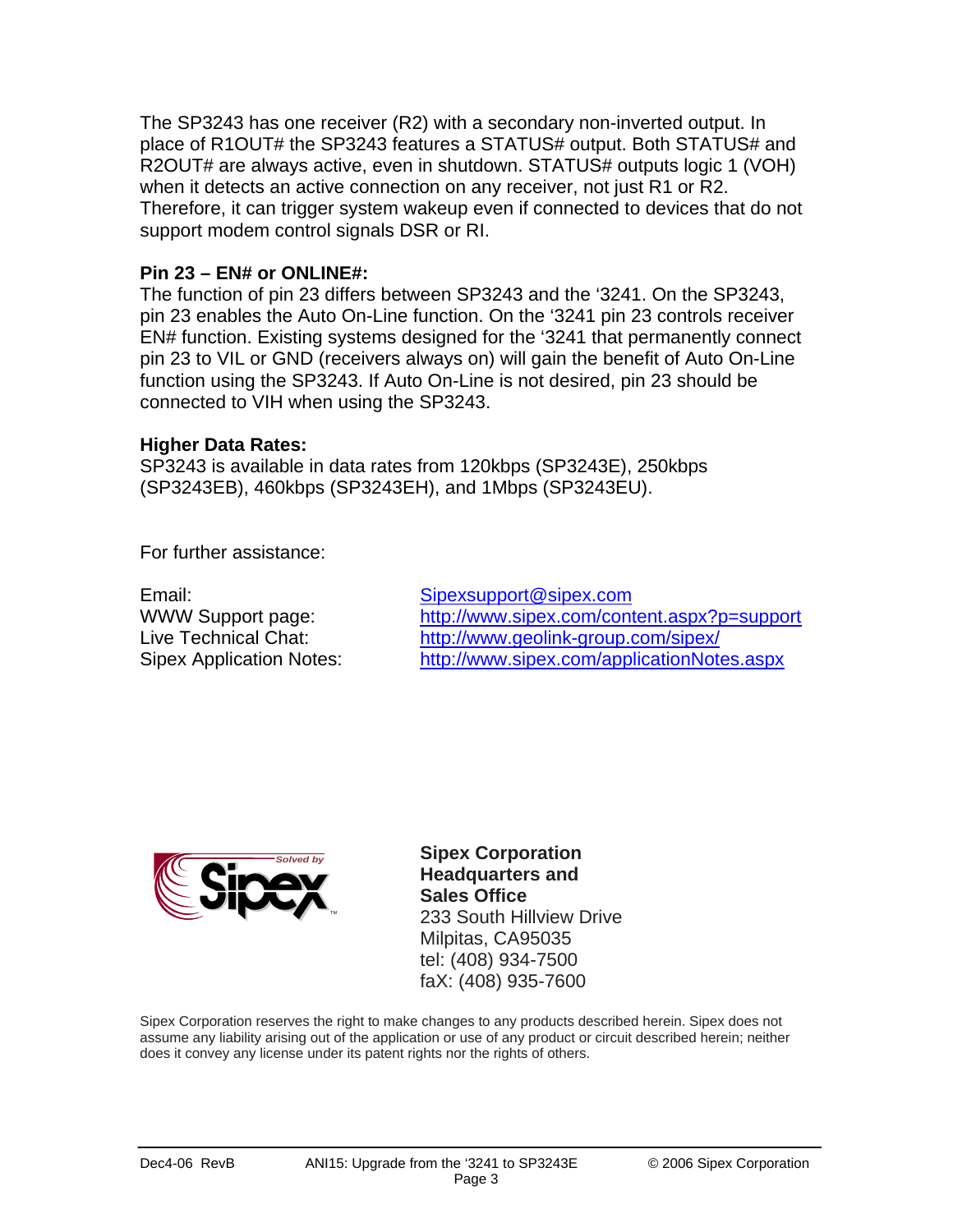The SP3243 has one receiver (R2) with a secondary non-inverted output. In place of R1OUT# the SP3243 features a STATUS# output. Both STATUS# and R2OUT# are always active, even in shutdown. STATUS# outputs logic 1 (VOH) when it detects an active connection on any receiver, not just R1 or R2. Therefore, it can trigger system wakeup even if connected to devices that do not support modem control signals DSR or RI.

**Pin 23 – EN# or ONLINE#:**

The function of pin 23 differs between SP3243 and the '3241. On the SP3243, pin 23 enables the Auto On-Line function. On the '3241 pin 23 controls receiver EN# function. Existing systems designed for the '3241 that permanently connect pin 23 to VIL or GND (receivers always on) will gain the benefit of Auto On-Line function using the SP3243. If Auto On-Line is not desired, pin 23 should be connected to VIH when using the SP3243.

**Higher Data Rates:**

SP3243 is available in data rates from 120kbps (SP3243E), 250kbps (SP3243EB), 460kbps (SP3243EH), and 1Mbps (SP3243EU).

For further assistance:

| | |
|---|---|
| Email: | Sipexsupport@sipex.com |
| WWW Support page: | http://www.sipex.com/content.aspx?p=support |
| Live Technical Chat: | http://www.geolink-group.com/sipex/ |
| Sipex Application Notes: | http://www.sipex.com/applicationNotes.aspx |

Solved by Sipex™

**Sipex Corporation**
**Headquarters and**
**Sales Office**
233 South Hillview Drive
Milpitas, CA95035
tel: (408) 934-7500
faX: (408) 935-7600

Sipex Corporation reserves the right to make changes to any products described herein. Sipex does not assume any liability arising out of the application or use of any product or circuit described herein; neither does it convey any license under its patent rights nor the rights of others.